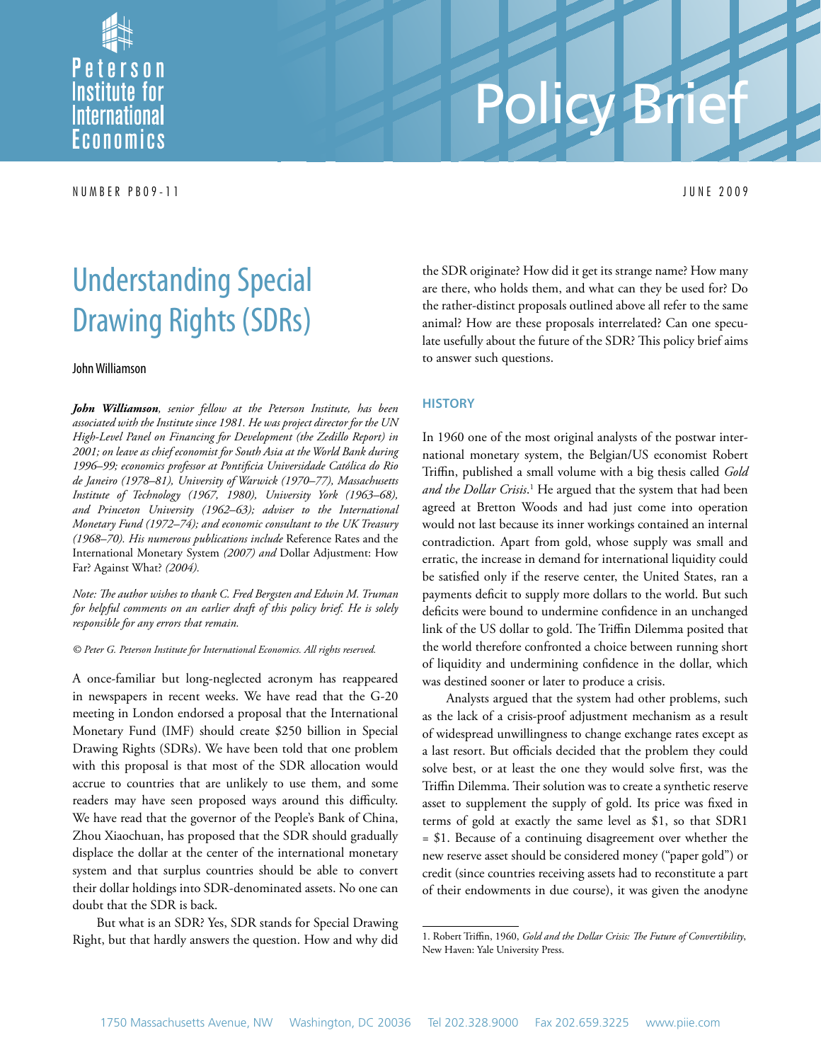Peterson Institute for International Economics

# Policy Brief

NUMBER PB09-11 JUNE 2009

# Understanding Special Drawing Rights (SDRs)

John Williamson

***John Williamson**, senior fellow at the Peterson Institute, has been associated with the Institute since 1981. He was project director for the UN High-Level Panel on Financing for Development (the Zedillo Report) in 2001; on leave as chief economist for South Asia at the World Bank during 1996–99; economics professor at Pontifícia Universidade Católica do Rio de Janeiro (1978–81), University of Warwick (1970–77), Massachusetts Institute of Technology (1967, 1980), University York (1963–68), and Princeton University (1962–63); adviser to the International Monetary Fund (1972–74); and economic consultant to the UK Treasury (1968–70). His numerous publications include* Reference Rates and the International Monetary System *(2007) and* Dollar Adjustment: How Far? Against What? *(2004).*

*Note: The author wishes to thank C. Fred Bergsten and Edwin M. Truman for helpful comments on an earlier draft of this policy brief. He is solely responsible for any errors that remain.*

*© Peter G. Peterson Institute for International Economics. All rights reserved.*

A once-familiar but long-neglected acronym has reappeared in newspapers in recent weeks. We have read that the G-20 meeting in London endorsed a proposal that the International Monetary Fund (IMF) should create $250 billion in Special Drawing Rights (SDRs). We have been told that one problem with this proposal is that most of the SDR allocation would accrue to countries that are unlikely to use them, and some readers may have seen proposed ways around this difficulty. We have read that the governor of the People's Bank of China, Zhou Xiaochuan, has proposed that the SDR should gradually displace the dollar at the center of the international monetary system and that surplus countries should be able to convert their dollar holdings into SDR-denominated assets. No one can doubt that the SDR is back.

But what is an SDR? Yes, SDR stands for Special Drawing Right, but that hardly answers the question. How and why did the SDR originate? How did it get its strange name? How many are there, who holds them, and what can they be used for? Do the rather-distinct proposals outlined above all refer to the same animal? How are these proposals interrelated? Can one speculate usefully about the future of the SDR? This policy brief aims to answer such questions.

## HISTORY

In 1960 one of the most original analysts of the postwar international monetary system, the Belgian/US economist Robert Triffin, published a small volume with a big thesis called *Gold and the Dollar Crisis*.[1] He argued that the system that had been agreed at Bretton Woods and had just come into operation would not last because its inner workings contained an internal contradiction. Apart from gold, whose supply was small and erratic, the increase in demand for international liquidity could be satisfied only if the reserve center, the United States, ran a payments deficit to supply more dollars to the world. But such deficits were bound to undermine confidence in an unchanged link of the US dollar to gold. The Triffin Dilemma posited that the world therefore confronted a choice between running short of liquidity and undermining confidence in the dollar, which was destined sooner or later to produce a crisis.

Analysts argued that the system had other problems, such as the lack of a crisis-proof adjustment mechanism as a result of widespread unwillingness to change exchange rates except as a last resort. But officials decided that the problem they could solve best, or at least the one they would solve first, was the Triffin Dilemma. Their solution was to create a synthetic reserve asset to supplement the supply of gold. Its price was fixed in terms of gold at exactly the same level as $1, so that SDR1 = $1. Because of a continuing disagreement over whether the new reserve asset should be considered money ("paper gold") or credit (since countries receiving assets had to reconstitute a part of their endowments in due course), it was given the anodyne

1. Robert Triffin, 1960, *Gold and the Dollar Crisis: The Future of Convertibility*, New Haven: Yale University Press.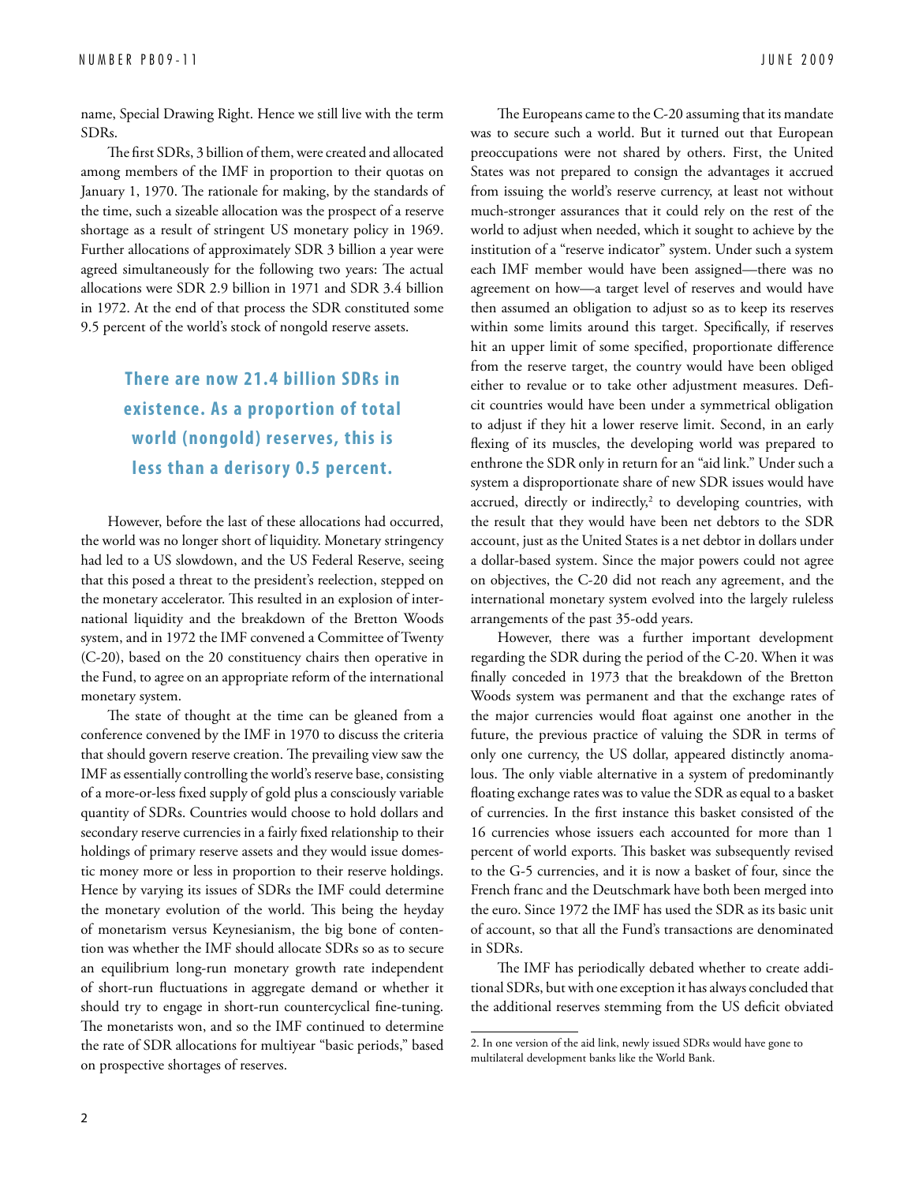name, Special Drawing Right. Hence we still live with the term SDRs.

The first SDRs, 3 billion of them, were created and allocated among members of the IMF in proportion to their quotas on January 1, 1970. The rationale for making, by the standards of the time, such a sizeable allocation was the prospect of a reserve shortage as a result of stringent US monetary policy in 1969. Further allocations of approximately SDR 3 billion a year were agreed simultaneously for the following two years: The actual allocations were SDR 2.9 billion in 1971 and SDR 3.4 billion in 1972. At the end of that process the SDR constituted some 9.5 percent of the world's stock of nongold reserve assets.

**There are now 21.4 billion SDRs in existence. As a proportion of total world (nongold) reserves, this is less than a derisory 0.5 percent.**

However, before the last of these allocations had occurred, the world was no longer short of liquidity. Monetary stringency had led to a US slowdown, and the US Federal Reserve, seeing that this posed a threat to the president's reelection, stepped on the monetary accelerator. This resulted in an explosion of international liquidity and the breakdown of the Bretton Woods system, and in 1972 the IMF convened a Committee of Twenty (C-20), based on the 20 constituency chairs then operative in the Fund, to agree on an appropriate reform of the international monetary system.

The state of thought at the time can be gleaned from a conference convened by the IMF in 1970 to discuss the criteria that should govern reserve creation. The prevailing view saw the IMF as essentially controlling the world's reserve base, consisting of a more-or-less fixed supply of gold plus a consciously variable quantity of SDRs. Countries would choose to hold dollars and secondary reserve currencies in a fairly fixed relationship to their holdings of primary reserve assets and they would issue domestic money more or less in proportion to their reserve holdings. Hence by varying its issues of SDRs the IMF could determine the monetary evolution of the world. This being the heyday of monetarism versus Keynesianism, the big bone of contention was whether the IMF should allocate SDRs so as to secure an equilibrium long-run monetary growth rate independent of short-run fluctuations in aggregate demand or whether it should try to engage in short-run countercyclical fine-tuning. The monetarists won, and so the IMF continued to determine the rate of SDR allocations for multiyear "basic periods," based on prospective shortages of reserves.

The Europeans came to the C-20 assuming that its mandate was to secure such a world. But it turned out that European preoccupations were not shared by others. First, the United States was not prepared to consign the advantages it accrued from issuing the world's reserve currency, at least not without much-stronger assurances that it could rely on the rest of the world to adjust when needed, which it sought to achieve by the institution of a "reserve indicator" system. Under such a system each IMF member would have been assigned—there was no agreement on how—a target level of reserves and would have then assumed an obligation to adjust so as to keep its reserves within some limits around this target. Specifically, if reserves hit an upper limit of some specified, proportionate difference from the reserve target, the country would have been obliged either to revalue or to take other adjustment measures. Deficit countries would have been under a symmetrical obligation to adjust if they hit a lower reserve limit. Second, in an early flexing of its muscles, the developing world was prepared to enthrone the SDR only in return for an "aid link." Under such a system a disproportionate share of new SDR issues would have accrued, directly or indirectly,[2] to developing countries, with the result that they would have been net debtors to the SDR account, just as the United States is a net debtor in dollars under a dollar-based system. Since the major powers could not agree on objectives, the C-20 did not reach any agreement, and the international monetary system evolved into the largely ruleless arrangements of the past 35-odd years.

However, there was a further important development regarding the SDR during the period of the C-20. When it was finally conceded in 1973 that the breakdown of the Bretton Woods system was permanent and that the exchange rates of the major currencies would float against one another in the future, the previous practice of valuing the SDR in terms of only one currency, the US dollar, appeared distinctly anomalous. The only viable alternative in a system of predominantly floating exchange rates was to value the SDR as equal to a basket of currencies. In the first instance this basket consisted of the 16 currencies whose issuers each accounted for more than 1 percent of world exports. This basket was subsequently revised to the G-5 currencies, and it is now a basket of four, since the French franc and the Deutschmark have both been merged into the euro. Since 1972 the IMF has used the SDR as its basic unit of account, so that all the Fund's transactions are denominated in SDRs.

The IMF has periodically debated whether to create additional SDRs, but with one exception it has always concluded that the additional reserves stemming from the US deficit obviated

---

2. In one version of the aid link, newly issued SDRs would have gone to multilateral development banks like the World Bank.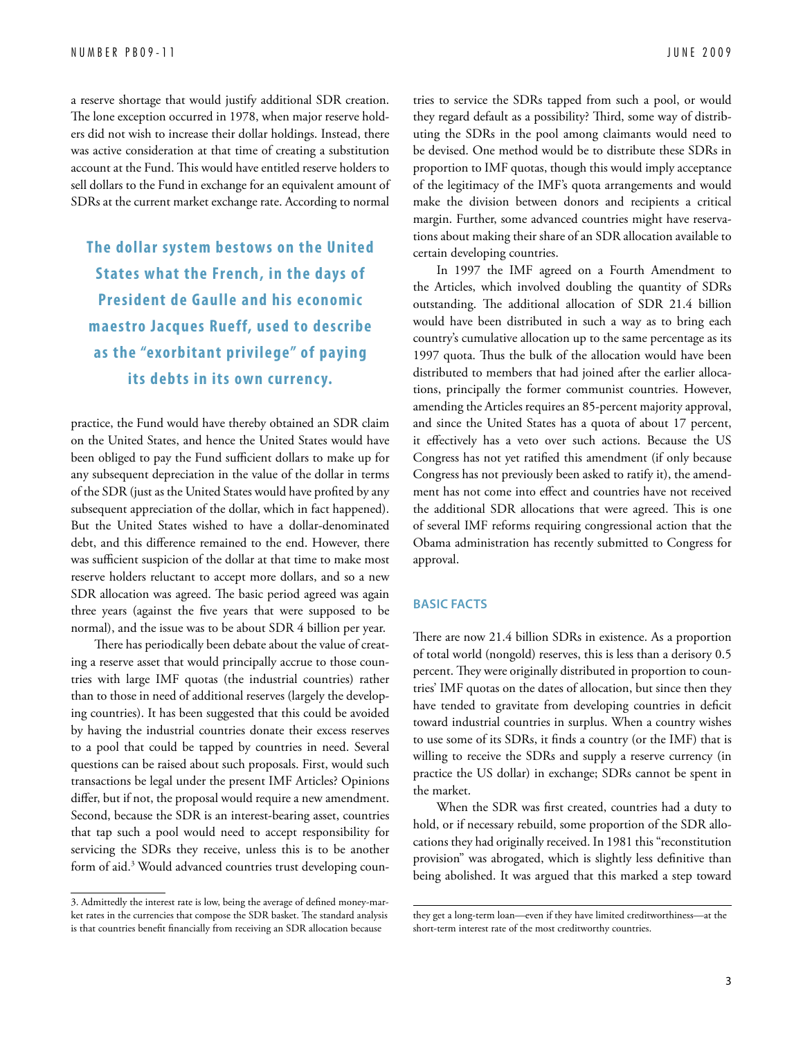a reserve shortage that would justify additional SDR creation. The lone exception occurred in 1978, when major reserve holders did not wish to increase their dollar holdings. Instead, there was active consideration at that time of creating a substitution account at the Fund. This would have entitled reserve holders to sell dollars to the Fund in exchange for an equivalent amount of SDRs at the current market exchange rate. According to normal practice, the Fund would have thereby obtained an SDR claim on the United States, and hence the United States would have been obliged to pay the Fund sufficient dollars to make up for any subsequent depreciation in the value of the dollar in terms of the SDR (just as the United States would have profited by any subsequent appreciation of the dollar, which in fact happened). But the United States wished to have a dollar-denominated debt, and this difference remained to the end. However, there was sufficient suspicion of the dollar at that time to make most reserve holders reluctant to accept more dollars, and so a new SDR allocation was agreed. The basic period agreed was again three years (against the five years that were supposed to be normal), and the issue was to be about SDR 4 billion per year.

**The dollar system bestows on the United States what the French, in the days of President de Gaulle and his economic maestro Jacques Rueff, used to describe as the "exorbitant privilege" of paying its debts in its own currency.**

There has periodically been debate about the value of creating a reserve asset that would principally accrue to those countries with large IMF quotas (the industrial countries) rather than to those in need of additional reserves (largely the developing countries). It has been suggested that this could be avoided by having the industrial countries donate their excess reserves to a pool that could be tapped by countries in need. Several questions can be raised about such proposals. First, would such transactions be legal under the present IMF Articles? Opinions differ, but if not, the proposal would require a new amendment. Second, because the SDR is an interest-bearing asset, countries that tap such a pool would need to accept responsibility for servicing the SDRs they receive, unless this is to be another form of aid.[3] Would advanced countries trust developing countries to service the SDRs tapped from such a pool, or would they regard default as a possibility? Third, some way of distributing the SDRs in the pool among claimants would need to be devised. One method would be to distribute these SDRs in proportion to IMF quotas, though this would imply acceptance of the legitimacy of the IMF's quota arrangements and would make the division between donors and recipients a critical margin. Further, some advanced countries might have reservations about making their share of an SDR allocation available to certain developing countries.

In 1997 the IMF agreed on a Fourth Amendment to the Articles, which involved doubling the quantity of SDRs outstanding. The additional allocation of SDR 21.4 billion would have been distributed in such a way as to bring each country's cumulative allocation up to the same percentage as its 1997 quota. Thus the bulk of the allocation would have been distributed to members that had joined after the earlier allocations, principally the former communist countries. However, amending the Articles requires an 85-percent majority approval, and since the United States has a quota of about 17 percent, it effectively has a veto over such actions. Because the US Congress has not yet ratified this amendment (if only because Congress has not previously been asked to ratify it), the amendment has not come into effect and countries have not received the additional SDR allocations that were agreed. This is one of several IMF reforms requiring congressional action that the Obama administration has recently submitted to Congress for approval.

## BASIC FACTS

There are now 21.4 billion SDRs in existence. As a proportion of total world (nongold) reserves, this is less than a derisory 0.5 percent. They were originally distributed in proportion to countries' IMF quotas on the dates of allocation, but since then they have tended to gravitate from developing countries in deficit toward industrial countries in surplus. When a country wishes to use some of its SDRs, it finds a country (or the IMF) that is willing to receive the SDRs and supply a reserve currency (in practice the US dollar) in exchange; SDRs cannot be spent in the market.

When the SDR was first created, countries had a duty to hold, or if necessary rebuild, some proportion of the SDR allocations they had originally received. In 1981 this "reconstitution provision" was abrogated, which is slightly less definitive than being abolished. It was argued that this marked a step toward

3. Admittedly the interest rate is low, being the average of defined money-market rates in the currencies that compose the SDR basket. The standard analysis is that countries benefit financially from receiving an SDR allocation because they get a long-term loan—even if they have limited creditworthiness—at the short-term interest rate of the most creditworthy countries.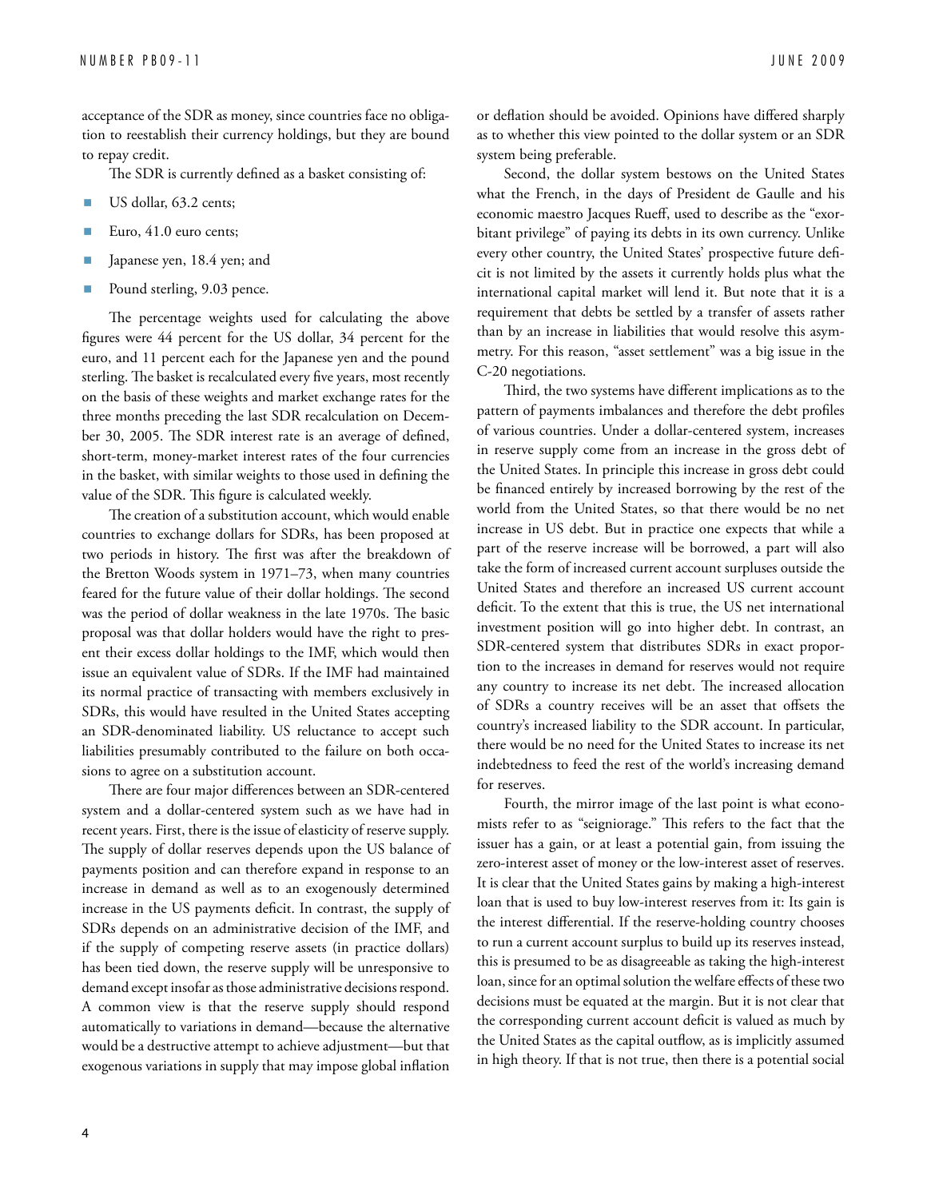acceptance of the SDR as money, since countries face no obligation to reestablish their currency holdings, but they are bound to repay credit.

The SDR is currently defined as a basket consisting of:

- US dollar, 63.2 cents;
- Euro, 41.0 euro cents;
- Japanese yen, 18.4 yen; and
- Pound sterling, 9.03 pence.

The percentage weights used for calculating the above figures were 44 percent for the US dollar, 34 percent for the euro, and 11 percent each for the Japanese yen and the pound sterling. The basket is recalculated every five years, most recently on the basis of these weights and market exchange rates for the three months preceding the last SDR recalculation on December 30, 2005. The SDR interest rate is an average of defined, short-term, money-market interest rates of the four currencies in the basket, with similar weights to those used in defining the value of the SDR. This figure is calculated weekly.

The creation of a substitution account, which would enable countries to exchange dollars for SDRs, has been proposed at two periods in history. The first was after the breakdown of the Bretton Woods system in 1971–73, when many countries feared for the future value of their dollar holdings. The second was the period of dollar weakness in the late 1970s. The basic proposal was that dollar holders would have the right to present their excess dollar holdings to the IMF, which would then issue an equivalent value of SDRs. If the IMF had maintained its normal practice of transacting with members exclusively in SDRs, this would have resulted in the United States accepting an SDR-denominated liability. US reluctance to accept such liabilities presumably contributed to the failure on both occasions to agree on a substitution account.

There are four major differences between an SDR-centered system and a dollar-centered system such as we have had in recent years. First, there is the issue of elasticity of reserve supply. The supply of dollar reserves depends upon the US balance of payments position and can therefore expand in response to an increase in demand as well as to an exogenously determined increase in the US payments deficit. In contrast, the supply of SDRs depends on an administrative decision of the IMF, and if the supply of competing reserve assets (in practice dollars) has been tied down, the reserve supply will be unresponsive to demand except insofar as those administrative decisions respond. A common view is that the reserve supply should respond automatically to variations in demand—because the alternative would be a destructive attempt to achieve adjustment—but that exogenous variations in supply that may impose global inflation or deflation should be avoided. Opinions have differed sharply as to whether this view pointed to the dollar system or an SDR system being preferable.

Second, the dollar system bestows on the United States what the French, in the days of President de Gaulle and his economic maestro Jacques Rueff, used to describe as the "exorbitant privilege" of paying its debts in its own currency. Unlike every other country, the United States' prospective future deficit is not limited by the assets it currently holds plus what the international capital market will lend it. But note that it is a requirement that debts be settled by a transfer of assets rather than by an increase in liabilities that would resolve this asymmetry. For this reason, "asset settlement" was a big issue in the C-20 negotiations.

Third, the two systems have different implications as to the pattern of payments imbalances and therefore the debt profiles of various countries. Under a dollar-centered system, increases in reserve supply come from an increase in the gross debt of the United States. In principle this increase in gross debt could be financed entirely by increased borrowing by the rest of the world from the United States, so that there would be no net increase in US debt. But in practice one expects that while a part of the reserve increase will be borrowed, a part will also take the form of increased current account surpluses outside the United States and therefore an increased US current account deficit. To the extent that this is true, the US net international investment position will go into higher debt. In contrast, an SDR-centered system that distributes SDRs in exact proportion to the increases in demand for reserves would not require any country to increase its net debt. The increased allocation of SDRs a country receives will be an asset that offsets the country's increased liability to the SDR account. In particular, there would be no need for the United States to increase its net indebtedness to feed the rest of the world's increasing demand for reserves.

Fourth, the mirror image of the last point is what economists refer to as "seigniorage." This refers to the fact that the issuer has a gain, or at least a potential gain, from issuing the zero-interest asset of money or the low-interest asset of reserves. It is clear that the United States gains by making a high-interest loan that is used to buy low-interest reserves from it: Its gain is the interest differential. If the reserve-holding country chooses to run a current account surplus to build up its reserves instead, this is presumed to be as disagreeable as taking the high-interest loan, since for an optimal solution the welfare effects of these two decisions must be equated at the margin. But it is not clear that the corresponding current account deficit is valued as much by the United States as the capital outflow, as is implicitly assumed in high theory. If that is not true, then there is a potential social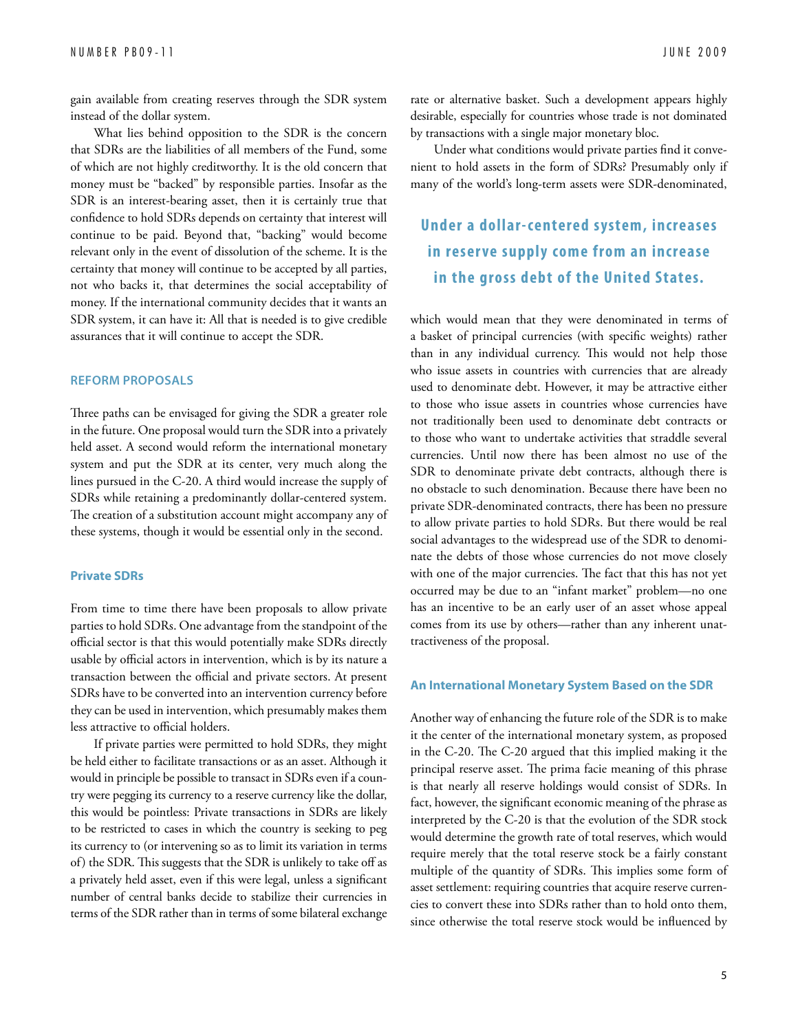gain available from creating reserves through the SDR system instead of the dollar system.

What lies behind opposition to the SDR is the concern that SDRs are the liabilities of all members of the Fund, some of which are not highly creditworthy. It is the old concern that money must be "backed" by responsible parties. Insofar as the SDR is an interest-bearing asset, then it is certainly true that confidence to hold SDRs depends on certainty that interest will continue to be paid. Beyond that, "backing" would become relevant only in the event of dissolution of the scheme. It is the certainty that money will continue to be accepted by all parties, not who backs it, that determines the social acceptability of money. If the international community decides that it wants an SDR system, it can have it: All that is needed is to give credible assurances that it will continue to accept the SDR.

## REFORM PROPOSALS

Three paths can be envisaged for giving the SDR a greater role in the future. One proposal would turn the SDR into a privately held asset. A second would reform the international monetary system and put the SDR at its center, very much along the lines pursued in the C-20. A third would increase the supply of SDRs while retaining a predominantly dollar-centered system. The creation of a substitution account might accompany any of these systems, though it would be essential only in the second.

### Private SDRs

From time to time there have been proposals to allow private parties to hold SDRs. One advantage from the standpoint of the official sector is that this would potentially make SDRs directly usable by official actors in intervention, which is by its nature a transaction between the official and private sectors. At present SDRs have to be converted into an intervention currency before they can be used in intervention, which presumably makes them less attractive to official holders.

If private parties were permitted to hold SDRs, they might be held either to facilitate transactions or as an asset. Although it would in principle be possible to transact in SDRs even if a country were pegging its currency to a reserve currency like the dollar, this would be pointless: Private transactions in SDRs are likely to be restricted to cases in which the country is seeking to peg its currency to (or intervening so as to limit its variation in terms of) the SDR. This suggests that the SDR is unlikely to take off as a privately held asset, even if this were legal, unless a significant number of central banks decide to stabilize their currencies in terms of the SDR rather than in terms of some bilateral exchange rate or alternative basket. Such a development appears highly desirable, especially for countries whose trade is not dominated by transactions with a single major monetary bloc.

Under what conditions would private parties find it convenient to hold assets in the form of SDRs? Presumably only if many of the world's long-term assets were SDR-denominated, which would mean that they were denominated in terms of a basket of principal currencies (with specific weights) rather than in any individual currency. This would not help those who issue assets in countries with currencies that are already used to denominate debt. However, it may be attractive either to those who issue assets in countries whose currencies have not traditionally been used to denominate debt contracts or to those who want to undertake activities that straddle several currencies. Until now there has been almost no use of the SDR to denominate private debt contracts, although there is no obstacle to such denomination. Because there have been no private SDR-denominated contracts, there has been no pressure to allow private parties to hold SDRs. But there would be real social advantages to the widespread use of the SDR to denominate the debts of those whose currencies do not move closely with one of the major currencies. The fact that this has not yet occurred may be due to an "infant market" problem—no one has an incentive to be an early user of an asset whose appeal comes from its use by others—rather than any inherent unattractiveness of the proposal.

**Under a dollar-centered system, increases in reserve supply come from an increase in the gross debt of the United States.**

### An International Monetary System Based on the SDR

Another way of enhancing the future role of the SDR is to make it the center of the international monetary system, as proposed in the C-20. The C-20 argued that this implied making it the principal reserve asset. The prima facie meaning of this phrase is that nearly all reserve holdings would consist of SDRs. In fact, however, the significant economic meaning of the phrase as interpreted by the C-20 is that the evolution of the SDR stock would determine the growth rate of total reserves, which would require merely that the total reserve stock be a fairly constant multiple of the quantity of SDRs. This implies some form of asset settlement: requiring countries that acquire reserve currencies to convert these into SDRs rather than to hold onto them, since otherwise the total reserve stock would be influenced by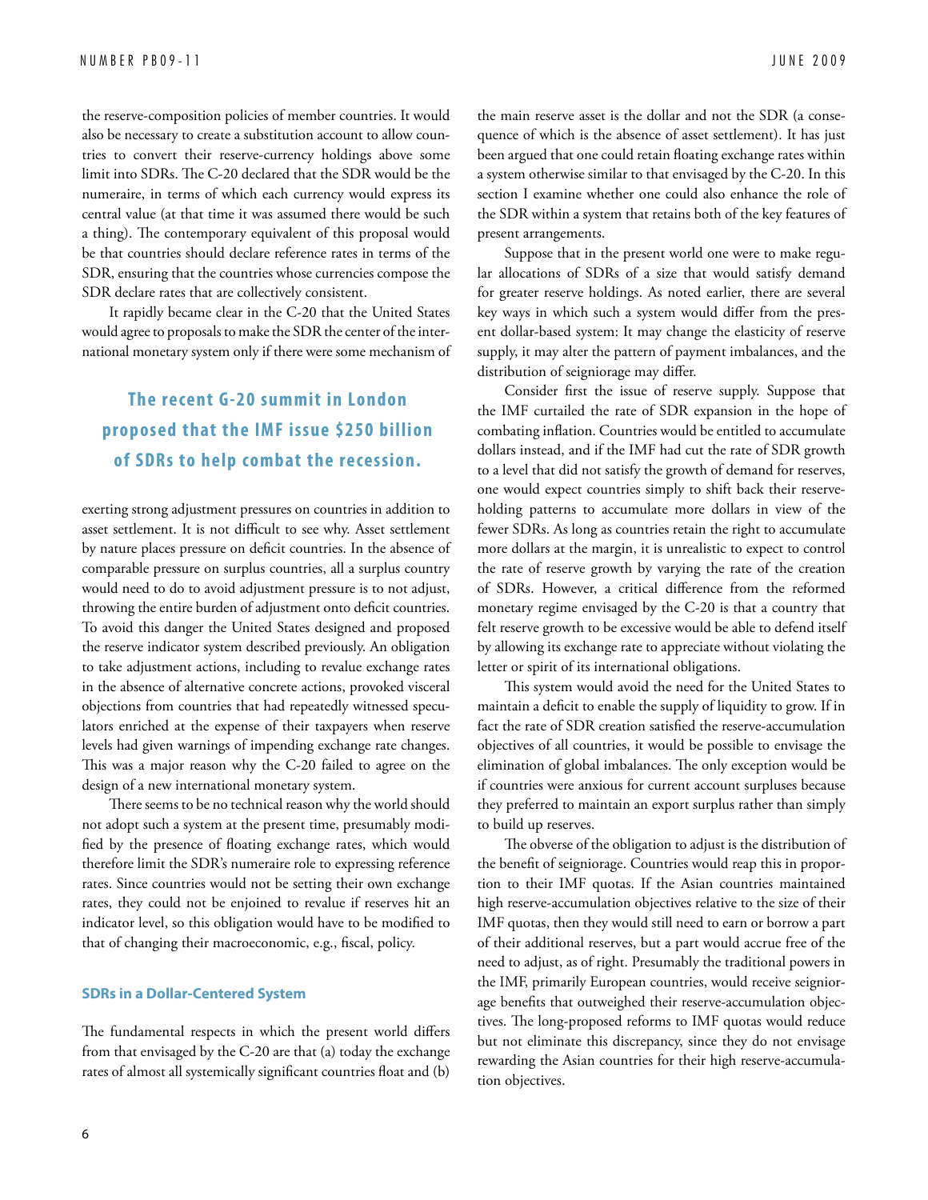the reserve-composition policies of member countries. It would also be necessary to create a substitution account to allow countries to convert their reserve-currency holdings above some limit into SDRs. The C-20 declared that the SDR would be the numeraire, in terms of which each currency would express its central value (at that time it was assumed there would be such a thing). The contemporary equivalent of this proposal would be that countries should declare reference rates in terms of the SDR, ensuring that the countries whose currencies compose the SDR declare rates that are collectively consistent.

It rapidly became clear in the C-20 that the United States would agree to proposals to make the SDR the center of the international monetary system only if there were some mechanism of exerting strong adjustment pressures on countries in addition to asset settlement. It is not difficult to see why. Asset settlement by nature places pressure on deficit countries. In the absence of comparable pressure on surplus countries, all a surplus country would need to do to avoid adjustment pressure is to not adjust, throwing the entire burden of adjustment onto deficit countries. To avoid this danger the United States designed and proposed the reserve indicator system described previously. An obligation to take adjustment actions, including to revalue exchange rates in the absence of alternative concrete actions, provoked visceral objections from countries that had repeatedly witnessed speculators enriched at the expense of their taxpayers when reserve levels had given warnings of impending exchange rate changes. This was a major reason why the C-20 failed to agree on the design of a new international monetary system.

**The recent G-20 summit in London proposed that the IMF issue $250 billion of SDRs to help combat the recession.**

There seems to be no technical reason why the world should not adopt such a system at the present time, presumably modified by the presence of floating exchange rates, which would therefore limit the SDR's numeraire role to expressing reference rates. Since countries would not be setting their own exchange rates, they could not be enjoined to revalue if reserves hit an indicator level, so this obligation would have to be modified to that of changing their macroeconomic, e.g., fiscal, policy.

### SDRs in a Dollar-Centered System

The fundamental respects in which the present world differs from that envisaged by the C-20 are that (a) today the exchange rates of almost all systemically significant countries float and (b) the main reserve asset is the dollar and not the SDR (a consequence of which is the absence of asset settlement). It has just been argued that one could retain floating exchange rates within a system otherwise similar to that envisaged by the C-20. In this section I examine whether one could also enhance the role of the SDR within a system that retains both of the key features of present arrangements.

Suppose that in the present world one were to make regular allocations of SDRs of a size that would satisfy demand for greater reserve holdings. As noted earlier, there are several key ways in which such a system would differ from the present dollar-based system: It may change the elasticity of reserve supply, it may alter the pattern of payment imbalances, and the distribution of seigniorage may differ.

Consider first the issue of reserve supply. Suppose that the IMF curtailed the rate of SDR expansion in the hope of combating inflation. Countries would be entitled to accumulate dollars instead, and if the IMF had cut the rate of SDR growth to a level that did not satisfy the growth of demand for reserves, one would expect countries simply to shift back their reserve-holding patterns to accumulate more dollars in view of the fewer SDRs. As long as countries retain the right to accumulate more dollars at the margin, it is unrealistic to expect to control the rate of reserve growth by varying the rate of the creation of SDRs. However, a critical difference from the reformed monetary regime envisaged by the C-20 is that a country that felt reserve growth to be excessive would be able to defend itself by allowing its exchange rate to appreciate without violating the letter or spirit of its international obligations.

This system would avoid the need for the United States to maintain a deficit to enable the supply of liquidity to grow. If in fact the rate of SDR creation satisfied the reserve-accumulation objectives of all countries, it would be possible to envisage the elimination of global imbalances. The only exception would be if countries were anxious for current account surpluses because they preferred to maintain an export surplus rather than simply to build up reserves.

The obverse of the obligation to adjust is the distribution of the benefit of seigniorage. Countries would reap this in proportion to their IMF quotas. If the Asian countries maintained high reserve-accumulation objectives relative to the size of their IMF quotas, then they would still need to earn or borrow a part of their additional reserves, but a part would accrue free of the need to adjust, as of right. Presumably the traditional powers in the IMF, primarily European countries, would receive seigniorage benefits that outweighed their reserve-accumulation objectives. The long-proposed reforms to IMF quotas would reduce but not eliminate this discrepancy, since they do not envisage rewarding the Asian countries for their high reserve-accumulation objectives.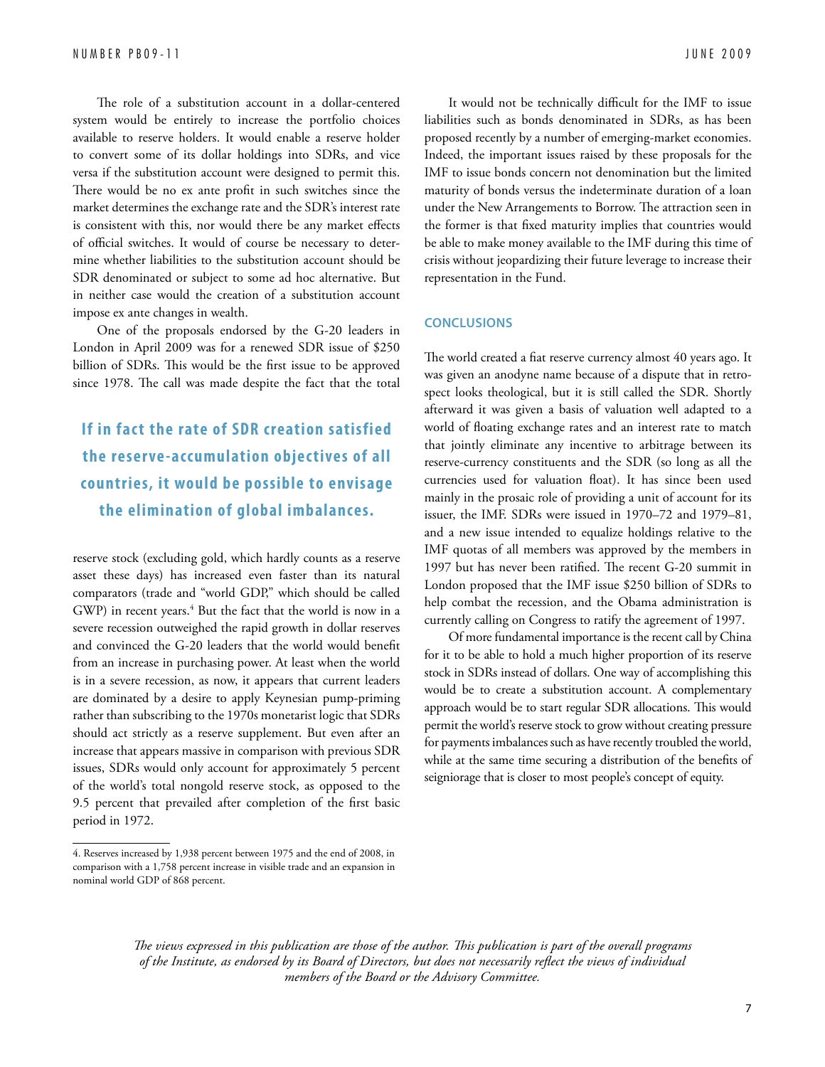The role of a substitution account in a dollar-centered system would be entirely to increase the portfolio choices available to reserve holders. It would enable a reserve holder to convert some of its dollar holdings into SDRs, and vice versa if the substitution account were designed to permit this. There would be no ex ante profit in such switches since the market determines the exchange rate and the SDR's interest rate is consistent with this, nor would there be any market effects of official switches. It would of course be necessary to determine whether liabilities to the substitution account should be SDR denominated or subject to some ad hoc alternative. But in neither case would the creation of a substitution account impose ex ante changes in wealth.

One of the proposals endorsed by the G-20 leaders in London in April 2009 was for a renewed SDR issue of $250 billion of SDRs. This would be the first issue to be approved since 1978. The call was made despite the fact that the total reserve stock (excluding gold, which hardly counts as a reserve asset these days) has increased even faster than its natural comparators (trade and "world GDP," which should be called GWP) in recent years.[4] But the fact that the world is now in a severe recession outweighed the rapid growth in dollar reserves and convinced the G-20 leaders that the world would benefit from an increase in purchasing power. At least when the world is in a severe recession, as now, it appears that current leaders are dominated by a desire to apply Keynesian pump-priming rather than subscribing to the 1970s monetarist logic that SDRs should act strictly as a reserve supplement. But even after an increase that appears massive in comparison with previous SDR issues, SDRs would only account for approximately 5 percent of the world's total nongold reserve stock, as opposed to the 9.5 percent that prevailed after completion of the first basic period in 1972.

**If in fact the rate of SDR creation satisfied the reserve-accumulation objectives of all countries, it would be possible to envisage the elimination of global imbalances.**

It would not be technically difficult for the IMF to issue liabilities such as bonds denominated in SDRs, as has been proposed recently by a number of emerging-market economies. Indeed, the important issues raised by these proposals for the IMF to issue bonds concern not denomination but the limited maturity of bonds versus the indeterminate duration of a loan under the New Arrangements to Borrow. The attraction seen in the former is that fixed maturity implies that countries would be able to make money available to the IMF during this time of crisis without jeopardizing their future leverage to increase their representation in the Fund.

## CONCLUSIONS

The world created a fiat reserve currency almost 40 years ago. It was given an anodyne name because of a dispute that in retrospect looks theological, but it is still called the SDR. Shortly afterward it was given a basis of valuation well adapted to a world of floating exchange rates and an interest rate to match that jointly eliminate any incentive to arbitrage between its reserve-currency constituents and the SDR (so long as all the currencies used for valuation float). It has since been used mainly in the prosaic role of providing a unit of account for its issuer, the IMF. SDRs were issued in 1970–72 and 1979–81, and a new issue intended to equalize holdings relative to the IMF quotas of all members was approved by the members in 1997 but has never been ratified. The recent G-20 summit in London proposed that the IMF issue $250 billion of SDRs to help combat the recession, and the Obama administration is currently calling on Congress to ratify the agreement of 1997.

Of more fundamental importance is the recent call by China for it to be able to hold a much higher proportion of its reserve stock in SDRs instead of dollars. One way of accomplishing this would be to create a substitution account. A complementary approach would be to start regular SDR allocations. This would permit the world's reserve stock to grow without creating pressure for payments imbalances such as have recently troubled the world, while at the same time securing a distribution of the benefits of seigniorage that is closer to most people's concept of equity.

4. Reserves increased by 1,938 percent between 1975 and the end of 2008, in comparison with a 1,758 percent increase in visible trade and an expansion in nominal world GDP of 868 percent.

*The views expressed in this publication are those of the author. This publication is part of the overall programs of the Institute, as endorsed by its Board of Directors, but does not necessarily reflect the views of individual members of the Board or the Advisory Committee.*